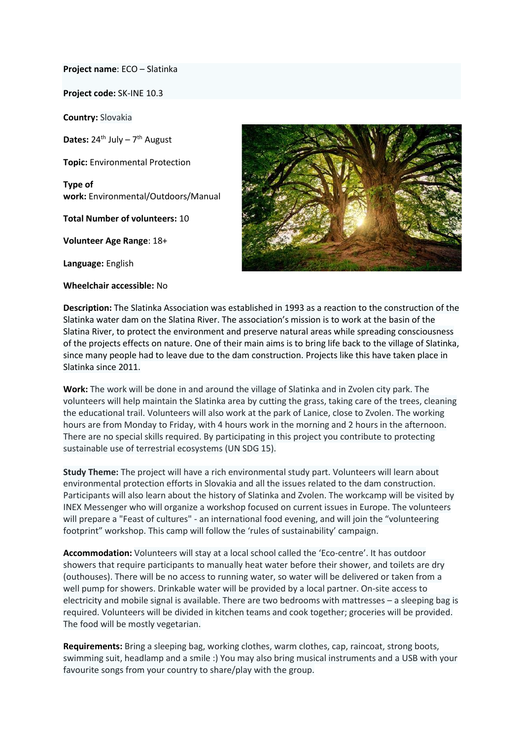**Project name**: ECO – Slatinka

**Project code:** SK-INE 10.3

**Country:** Slovakia

**Dates:** 24th July – 7th August

**Topic:** Environmental Protection

**Type of work:** Environmental/Outdoors/Manual

**Total Number of volunteers:** 10

**Volunteer Age Range**: 18+

**Language:** English

**Wheelchair accessible:** No

**Description:** The Slatinka Association was established in 1993 as a reaction to the construction of the Slatinka water dam on the Slatina River. The association's mission is to work at the basin of the Slatina River, to protect the environment and preserve natural areas while spreading consciousness of the projects effects on nature. One of their main aims is to bring life back to the village of Slatinka, since many people had to leave due to the dam construction. Projects like this have taken place in Slatinka since 2011.

**Work:** The work will be done in and around the village of Slatinka and in Zvolen city park. The volunteers will help maintain the Slatinka area by cutting the grass, taking care of the trees, cleaning the educational trail. Volunteers will also work at the park of Lanice, close to Zvolen. The working hours are from Monday to Friday, with 4 hours work in the morning and 2 hours in the afternoon. There are no special skills required. By participating in this project you contribute to protecting sustainable use of terrestrial ecosystems (UN SDG 15).

**Study Theme:** The project will have a rich environmental study part. Volunteers will learn about environmental protection efforts in Slovakia and all the issues related to the dam construction. Participants will also learn about the history of Slatinka and Zvolen. The workcamp will be visited by INEX Messenger who will organize a workshop focused on current issues in Europe. The volunteers will prepare a "Feast of cultures" - an international food evening, and will join the "volunteering footprint" workshop. This camp will follow the 'rules of sustainability' campaign.

**Accommodation:** Volunteers will stay at a local school called the 'Eco-centre'. It has outdoor showers that require participants to manually heat water before their shower, and toilets are dry (outhouses). There will be no access to running water, so water will be delivered or taken from a well pump for showers. Drinkable water will be provided by a local partner. On-site access to electricity and mobile signal is available. There are two bedrooms with mattresses – a sleeping bag is required. Volunteers will be divided in kitchen teams and cook together; groceries will be provided. The food will be mostly vegetarian.

**Requirements:** Bring a sleeping bag, working clothes, warm clothes, cap, raincoat, strong boots, swimming suit, headlamp and a smile :) You may also bring musical instruments and a USB with your favourite songs from your country to share/play with the group.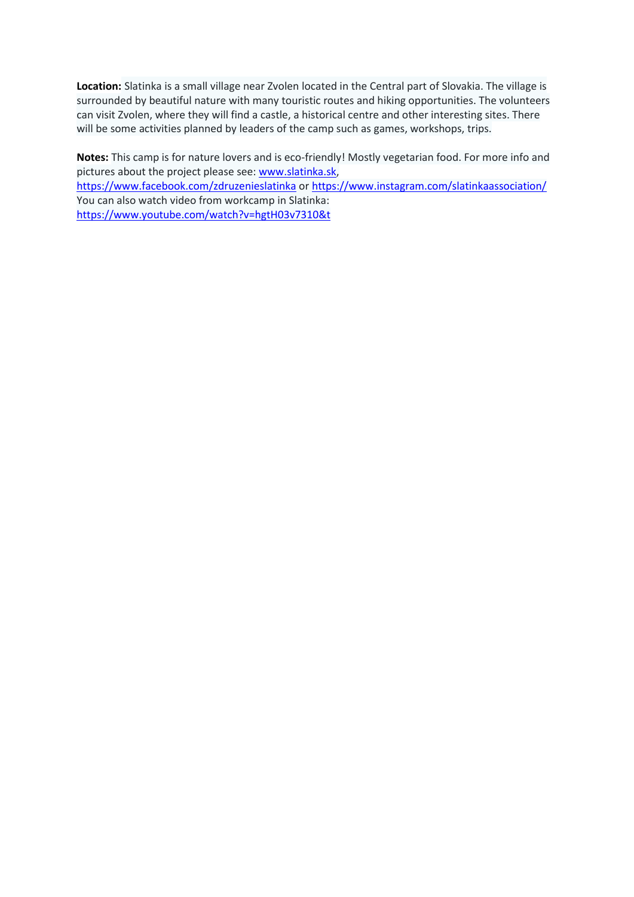**Location:** Slatinka is a small village near Zvolen located in the Central part of Slovakia. The village is surrounded by beautiful nature with many touristic routes and hiking opportunities. The volunteers can visit Zvolen, where they will find a castle, a historical centre and other interesting sites. There will be some activities planned by leaders of the camp such as games, workshops, trips.

**Notes:** This camp is for nature lovers and is eco-friendly! Mostly vegetarian food. For more info and pictures about the project please see: www.slatinka.sk, https://www.facebook.com/zdruzenieslatinka or https://www.instagram.com/slatinkaassociation/
You can also watch video from workcamp in Slatinka:
https://www.youtube.com/watch?v=hgtH03v7310&t